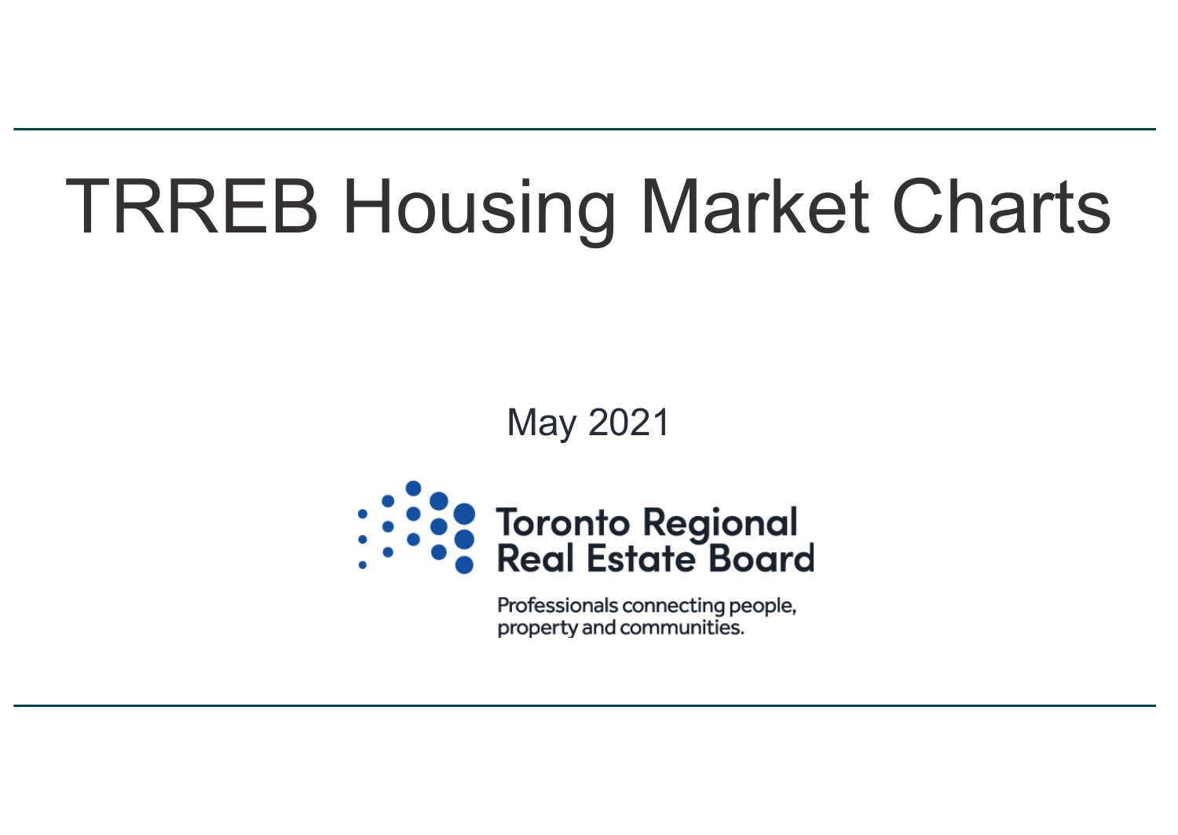# TRREB Housing Market Charts

May 2021

Toronto Regional Real Estate Board

Professionals connecting people, property and communities.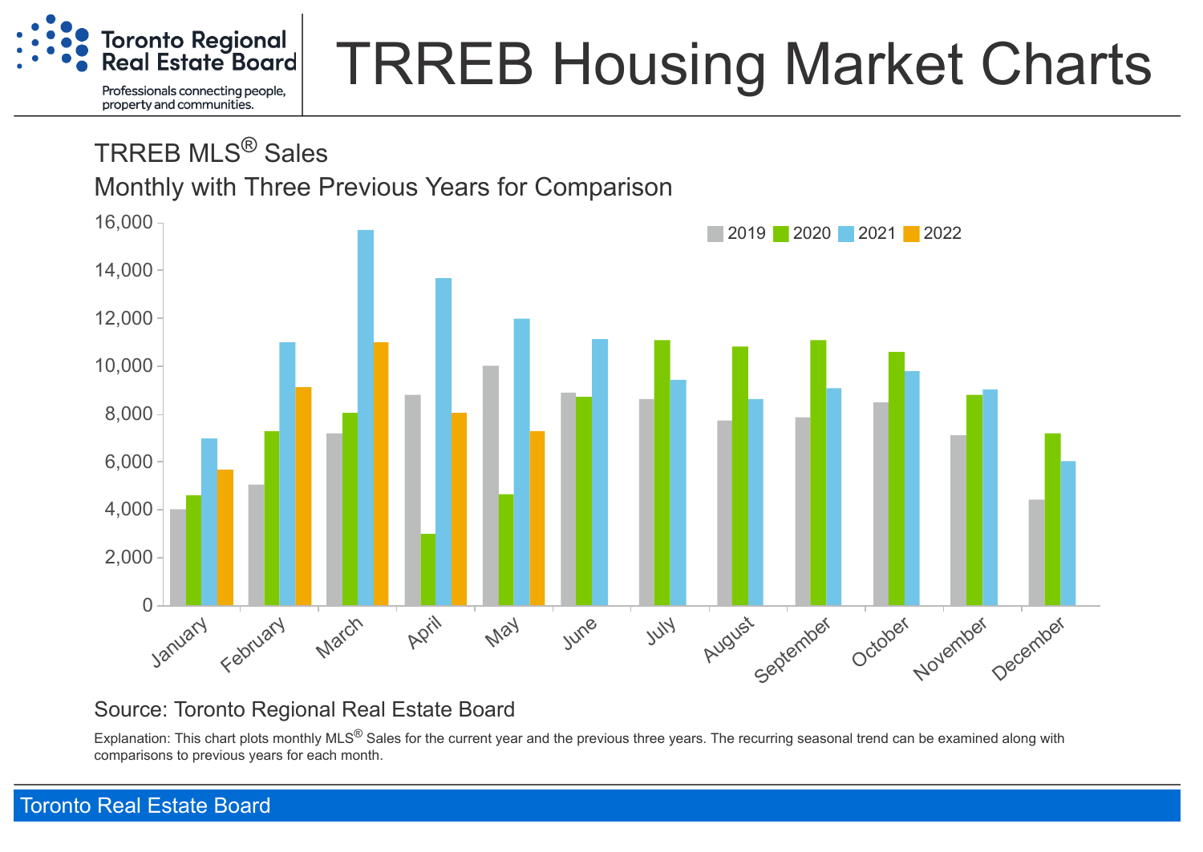# TRREB Housing Market Charts

## TRREB MLS® Sales

### Monthly with Three Previous Years for Comparison

Source: Toronto Regional Real Estate Board

Explanation: This chart plots monthly MLS® Sales for the current year and the previous three years. The recurring seasonal trend can be examined along with comparisons to previous years for each month.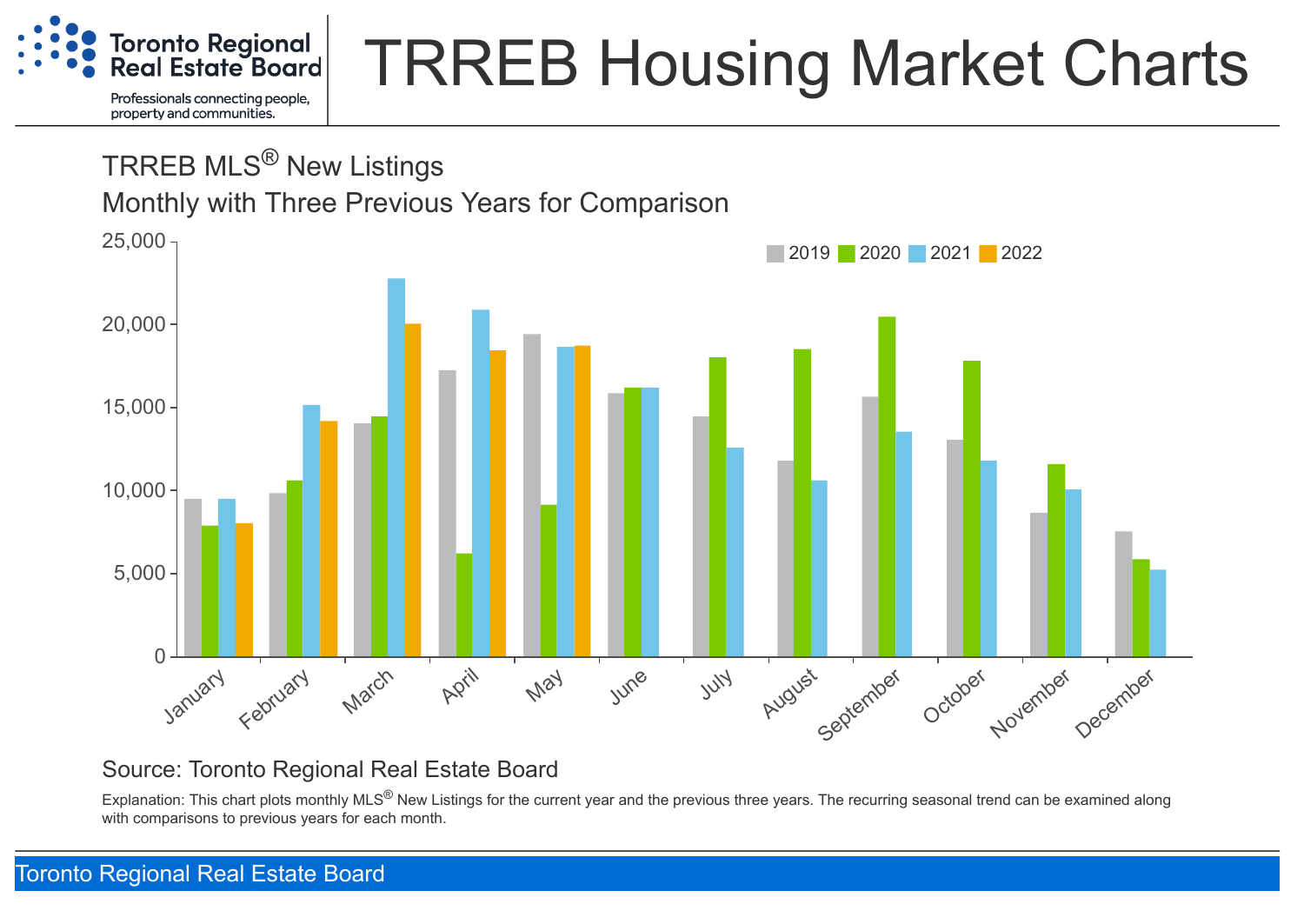# TRREB Housing Market Charts

Toronto Regional Real Estate Board

Professionals connecting people, property and communities.

## TRREB MLS® New Listings

Monthly with Three Previous Years for Comparison

Source: Toronto Regional Real Estate Board

Explanation: This chart plots monthly MLS® New Listings for the current year and the previous three years. The recurring seasonal trend can be examined along with comparisons to previous years for each month.

Toronto Regional Real Estate Board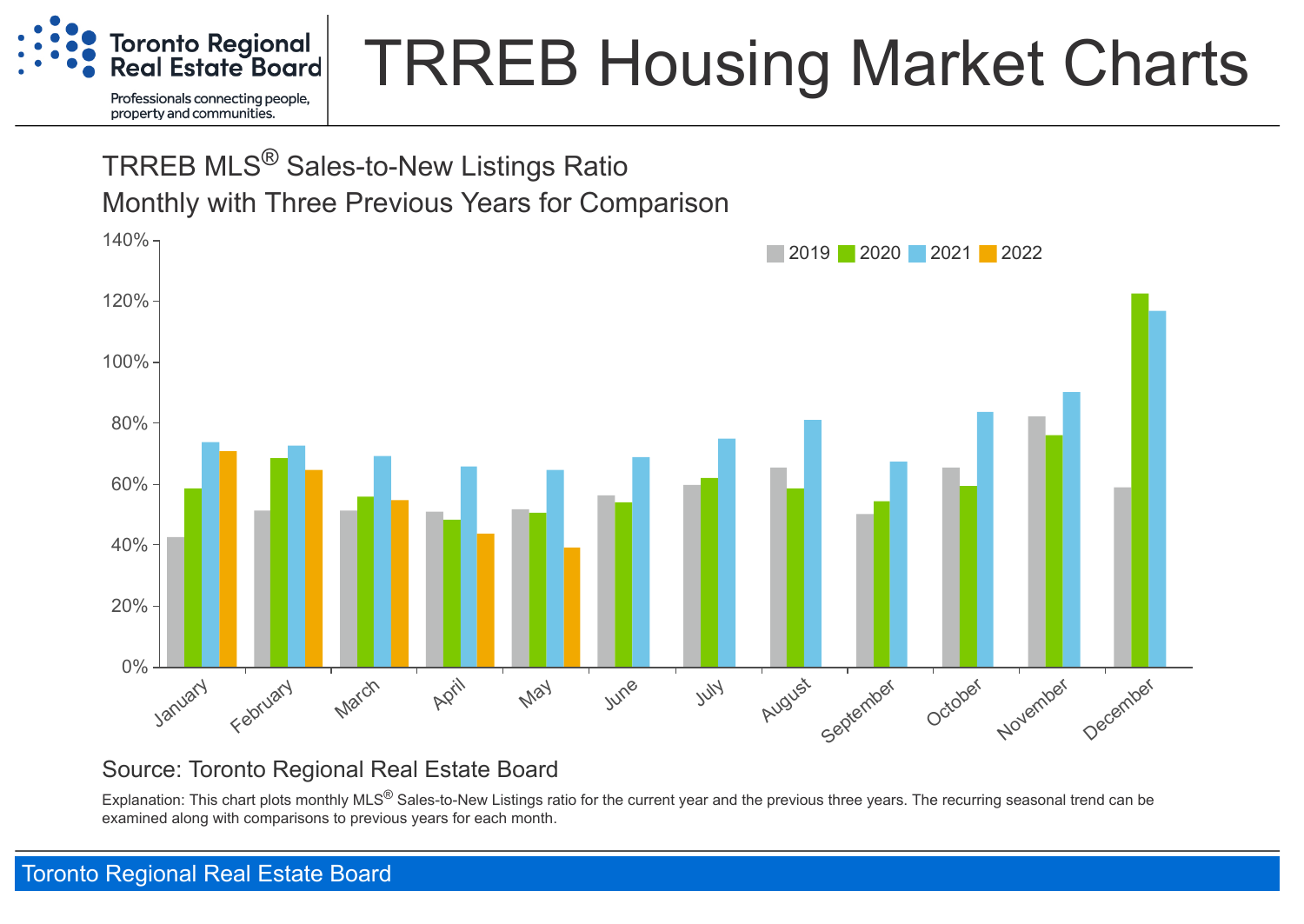# TRREB Housing Market Charts

Toronto Regional Real Estate Board

Professionals connecting people, property and communities.

## TRREB MLS® Sales-to-New Listings Ratio
### Monthly with Three Previous Years for Comparison

Source: Toronto Regional Real Estate Board

Explanation: This chart plots monthly MLS® Sales-to-New Listings ratio for the current year and the previous three years. The recurring seasonal trend can be examined along with comparisons to previous years for each month.

Toronto Regional Real Estate Board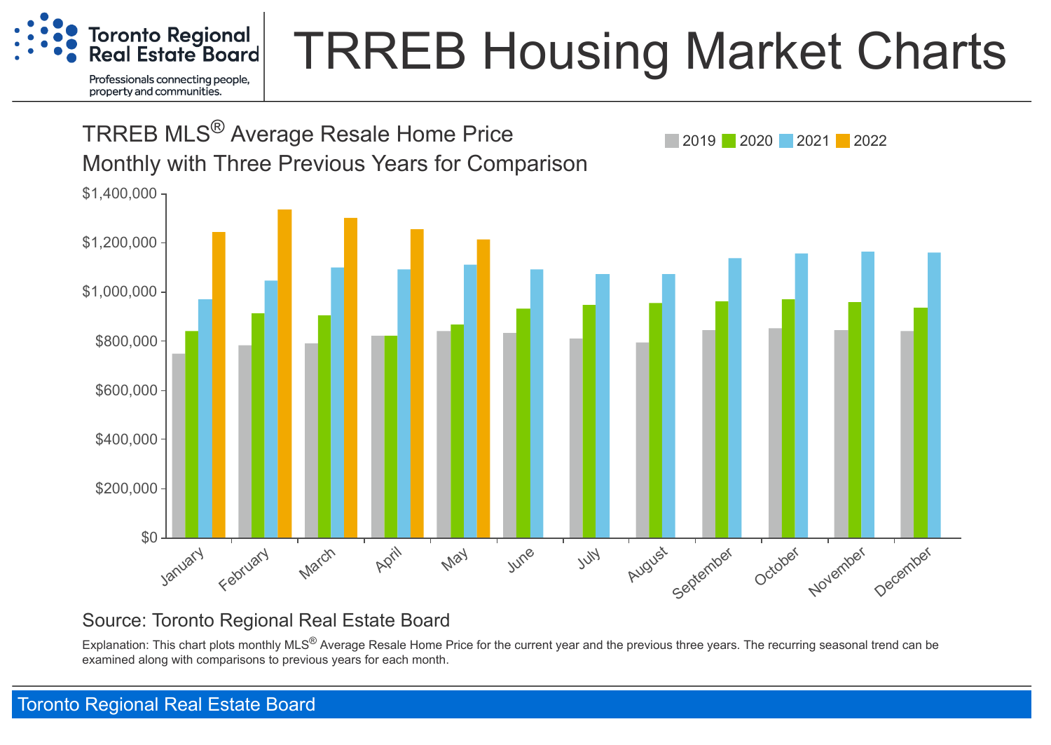# TRREB Housing Market Charts

Toronto Regional Real Estate Board

Professionals connecting people, property and communities.

## TRREB MLS® Average Resale Home Price

### Monthly with Three Previous Years for Comparison

Legend: 2019, 2020, 2021, 2022

$1,400,000
$1,200,000
$1,000,000
$800,000
$600,000
$400,000
$200,000
$0

January, February, March, April, May, June, July, August, September, October, November, December

Source: Toronto Regional Real Estate Board

Explanation: This chart plots monthly MLS® Average Resale Home Price for the current year and the previous three years. The recurring seasonal trend can be examined along with comparisons to previous years for each month.

Toronto Regional Real Estate Board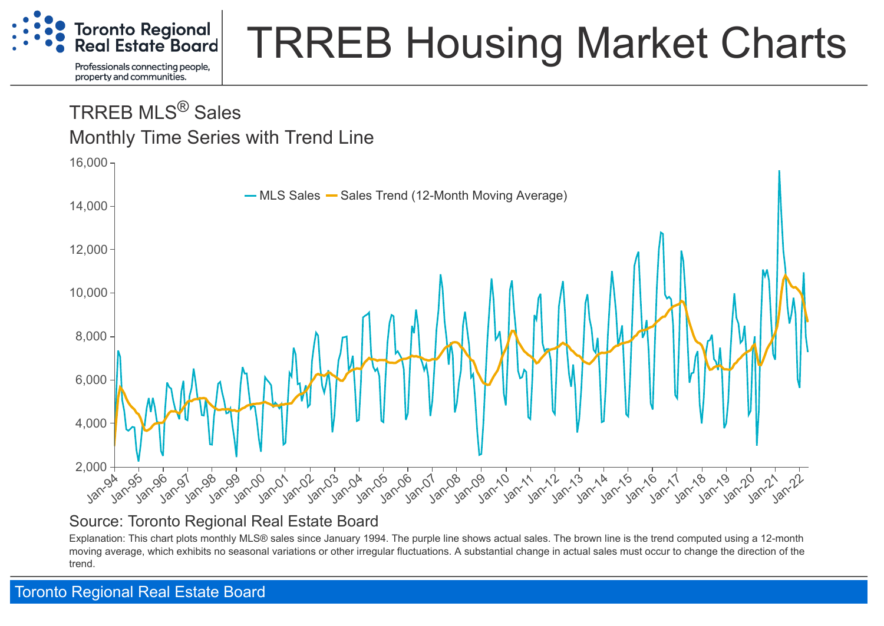# TRREB Housing Market Charts

Toronto Regional Real Estate Board

Professionals connecting people, property and communities.

## TRREB MLS® Sales

### Monthly Time Series with Trend Line

Source: Toronto Regional Real Estate Board

Explanation: This chart plots monthly MLS® sales since January 1994. The purple line shows actual sales. The brown line is the trend computed using a 12-month moving average, which exhibits no seasonal variations or other irregular fluctuations. A substantial change in actual sales must occur to change the direction of the trend.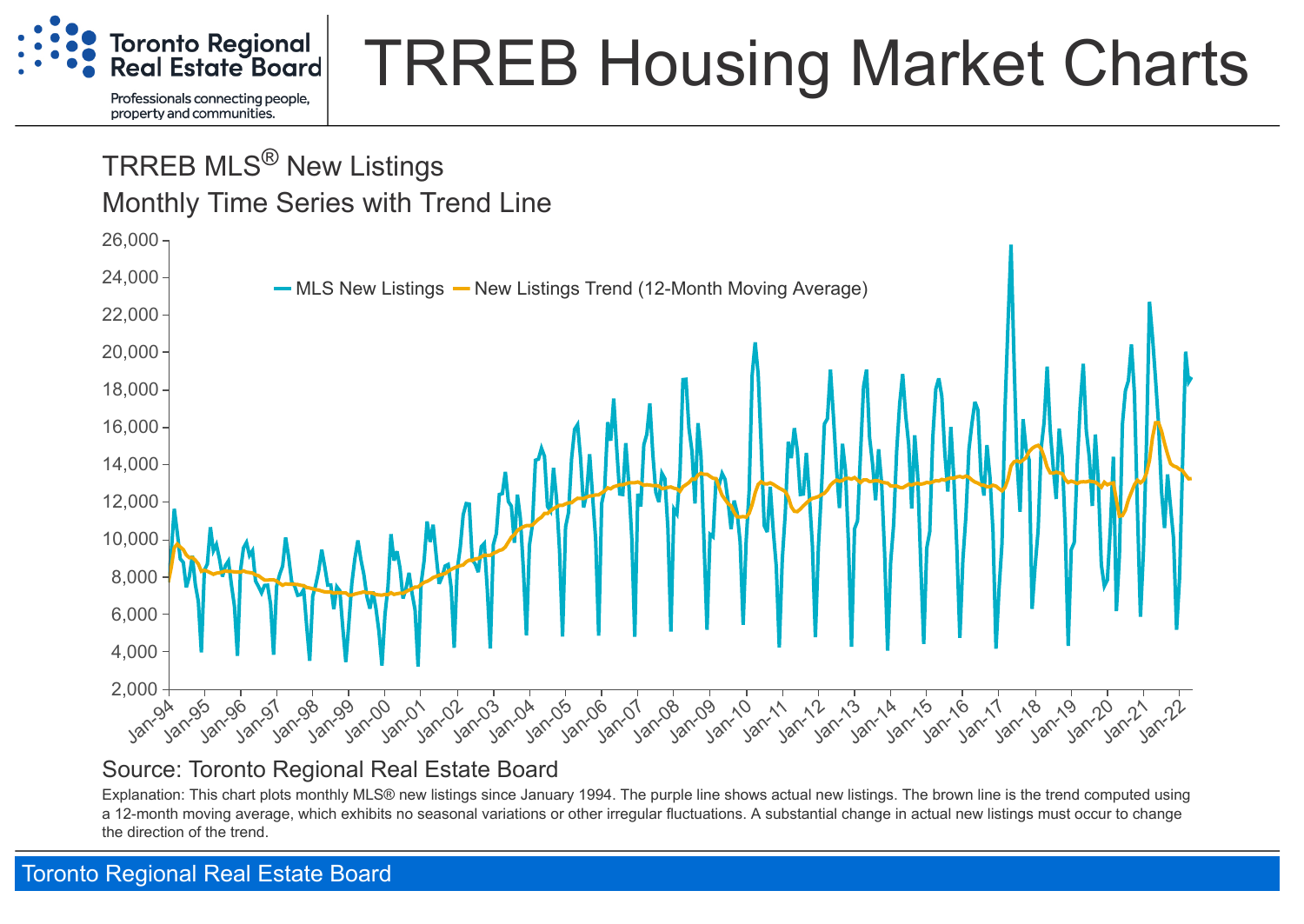# TRREB Housing Market Charts

Toronto Regional Real Estate Board

Professionals connecting people, property and communities.

## TRREB MLS® New Listings
## Monthly Time Series with Trend Line

MLS New Listings — New Listings Trend (12-Month Moving Average)

Source: Toronto Regional Real Estate Board

Explanation: This chart plots monthly MLS® new listings since January 1994. The purple line shows actual new listings. The brown line is the trend computed using a 12-month moving average, which exhibits no seasonal variations or other irregular fluctuations. A substantial change in actual new listings must occur to change the direction of the trend.

Toronto Regional Real Estate Board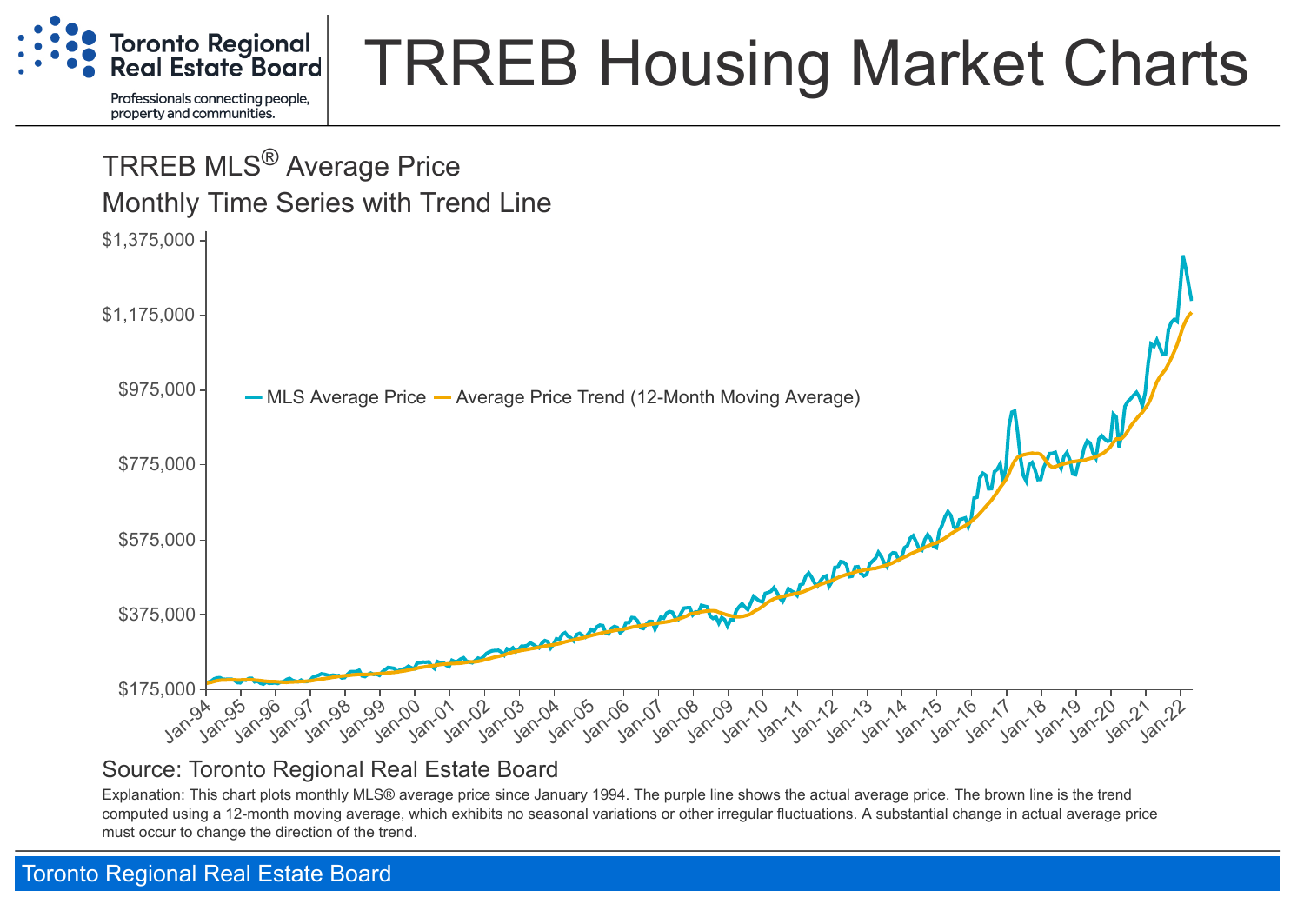# TRREB Housing Market Charts

Toronto Regional Real Estate Board

Professionals connecting people, property and communities.

## TRREB MLS® Average Price

### Monthly Time Series with Trend Line

Source: Toronto Regional Real Estate Board

Explanation: This chart plots monthly MLS® average price since January 1994. The purple line shows the actual average price. The brown line is the trend computed using a 12-month moving average, which exhibits no seasonal variations or other irregular fluctuations. A substantial change in actual average price must occur to change the direction of the trend.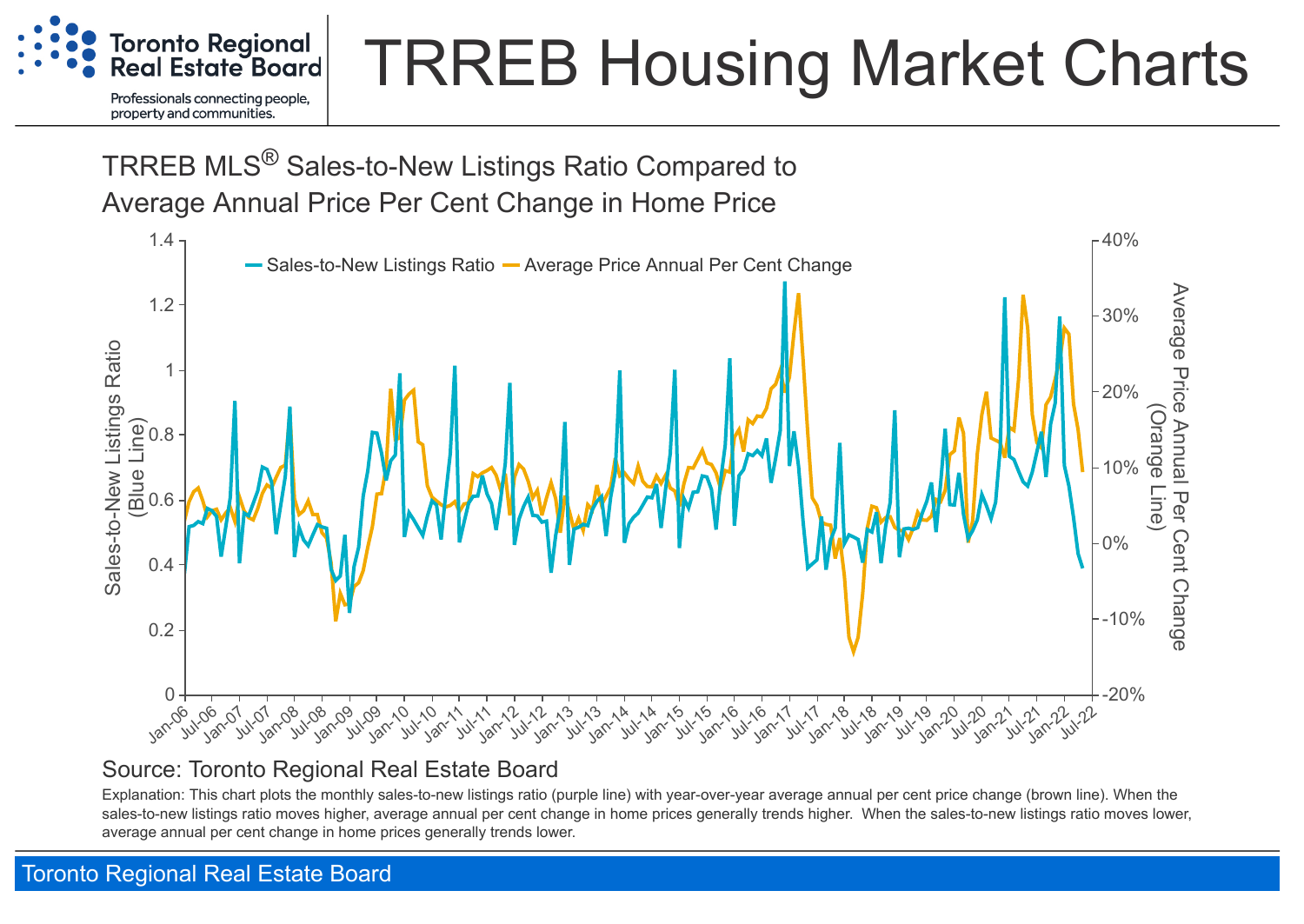Toronto Regional Real Estate Board

Professionals connecting people, property and communities.

# TRREB Housing Market Charts

## TRREB MLS® Sales-to-New Listings Ratio Compared to Average Annual Price Per Cent Change in Home Price

Sales-to-New Listings Ratio — Average Price Annual Per Cent Change

Sales-to-New Listings Ratio (Blue Line)

1.4
1.2
1
0.8
0.6
0.4
0.2
0

Average Price Annual Per Cent Change (Orange Line)

40%
30%
20%
10%
0%
-10%
-20%

Jan-06, Jul-06, Jan-07, Jul-07, Jan-08, Jul-08, Jan-09, Jul-09, Jan-10, Jul-10, Jan-11, Jul-11, Jan-12, Jul-12, Jan-13, Jul-13, Jan-14, Jul-14, Jan-15, Jul-15, Jan-16, Jul-16, Jan-17, Jul-17, Jan-18, Jul-18, Jan-19, Jul-19, Jan-20, Jul-20, Jan-21, Jul-21, Jan-22, Jul-22

Source: Toronto Regional Real Estate Board

Explanation: This chart plots the monthly sales-to-new listings ratio (purple line) with year-over-year average annual per cent price change (brown line). When the sales-to-new listings ratio moves higher, average annual per cent change in home prices generally trends higher. When the sales-to-new listings ratio moves lower, average annual per cent change in home prices generally trends lower.

Toronto Regional Real Estate Board